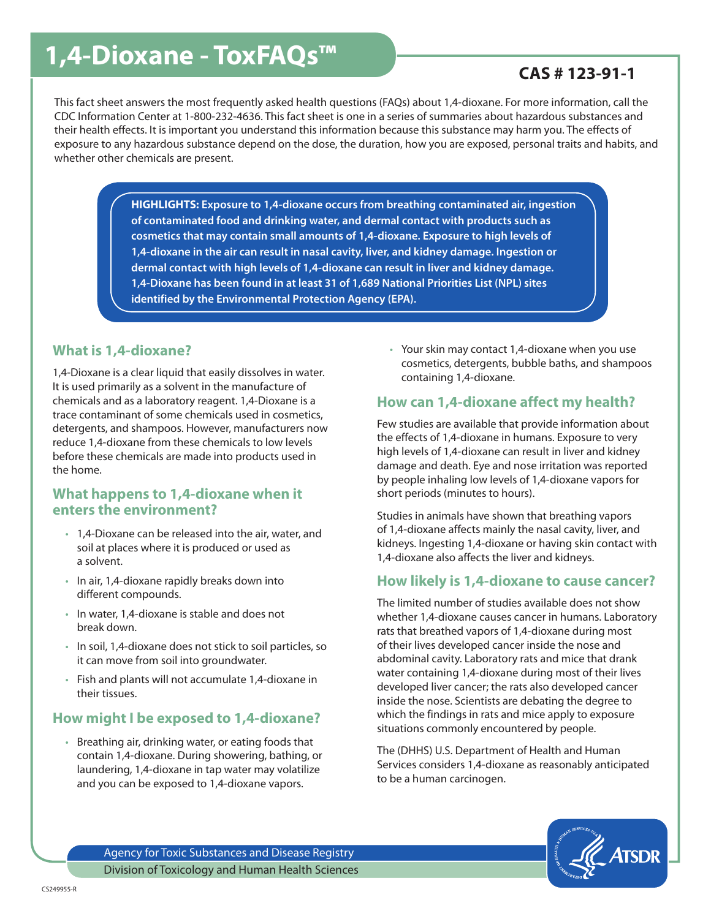# 1,4-Dioxane - ToxFAQs™

**CAS # 123-91-1**

This fact sheet answers the most frequently asked health questions (FAQs) about 1,4-dioxane. For more information, call the CDC Information Center at 1-800-232-4636. This fact sheet is one in a series of summaries about hazardous substances and their health effects. It is important you understand this information because this substance may harm you. The effects of exposure to any hazardous substance depend on the dose, the duration, how you are exposed, personal traits and habits, and whether other chemicals are present.

**HIGHLIGHTS: Exposure to 1,4-dioxane occurs from breathing contaminated air, ingestion of contaminated food and drinking water, and dermal contact with products such as cosmetics that may contain small amounts of 1,4-dioxane. Exposure to high levels of 1,4-dioxane in the air can result in nasal cavity, liver, and kidney damage. Ingestion or dermal contact with high levels of 1,4-dioxane can result in liver and kidney damage. 1,4-Dioxane has been found in at least 31 of 1,689 National Priorities List (NPL) sites identified by the Environmental Protection Agency (EPA).**

## What is 1,4-dioxane?

1,4-Dioxane is a clear liquid that easily dissolves in water. It is used primarily as a solvent in the manufacture of chemicals and as a laboratory reagent. 1,4-Dioxane is a trace contaminant of some chemicals used in cosmetics, detergents, and shampoos. However, manufacturers now reduce 1,4-dioxane from these chemicals to low levels before these chemicals are made into products used in the home.

## What happens to 1,4-dioxane when it enters the environment?

- 1,4-Dioxane can be released into the air, water, and soil at places where it is produced or used as a solvent.
- In air, 1,4-dioxane rapidly breaks down into different compounds.
- In water, 1,4-dioxane is stable and does not break down.
- In soil, 1,4-dioxane does not stick to soil particles, so it can move from soil into groundwater.
- Fish and plants will not accumulate 1,4-dioxane in their tissues.

## How might I be exposed to 1,4-dioxane?

- Breathing air, drinking water, or eating foods that contain 1,4-dioxane. During showering, bathing, or laundering, 1,4-dioxane in tap water may volatilize and you can be exposed to 1,4-dioxane vapors.
- Your skin may contact 1,4-dioxane when you use cosmetics, detergents, bubble baths, and shampoos containing 1,4-dioxane.

## How can 1,4-dioxane affect my health?

Few studies are available that provide information about the effects of 1,4-dioxane in humans. Exposure to very high levels of 1,4-dioxane can result in liver and kidney damage and death. Eye and nose irritation was reported by people inhaling low levels of 1,4-dioxane vapors for short periods (minutes to hours).

Studies in animals have shown that breathing vapors of 1,4-dioxane affects mainly the nasal cavity, liver, and kidneys. Ingesting 1,4-dioxane or having skin contact with 1,4-dioxane also affects the liver and kidneys.

## How likely is 1,4-dioxane to cause cancer?

The limited number of studies available does not show whether 1,4-dioxane causes cancer in humans. Laboratory rats that breathed vapors of 1,4-dioxane during most of their lives developed cancer inside the nose and abdominal cavity. Laboratory rats and mice that drank water containing 1,4-dioxane during most of their lives developed liver cancer; the rats also developed cancer inside the nose. Scientists are debating the degree to which the findings in rats and mice apply to exposure situations commonly encountered by people.

The (DHHS) U.S. Department of Health and Human Services considers 1,4-dioxane as reasonably anticipated to be a human carcinogen.

Agency for Toxic Substances and Disease Registry
Division of Toxicology and Human Health Sciences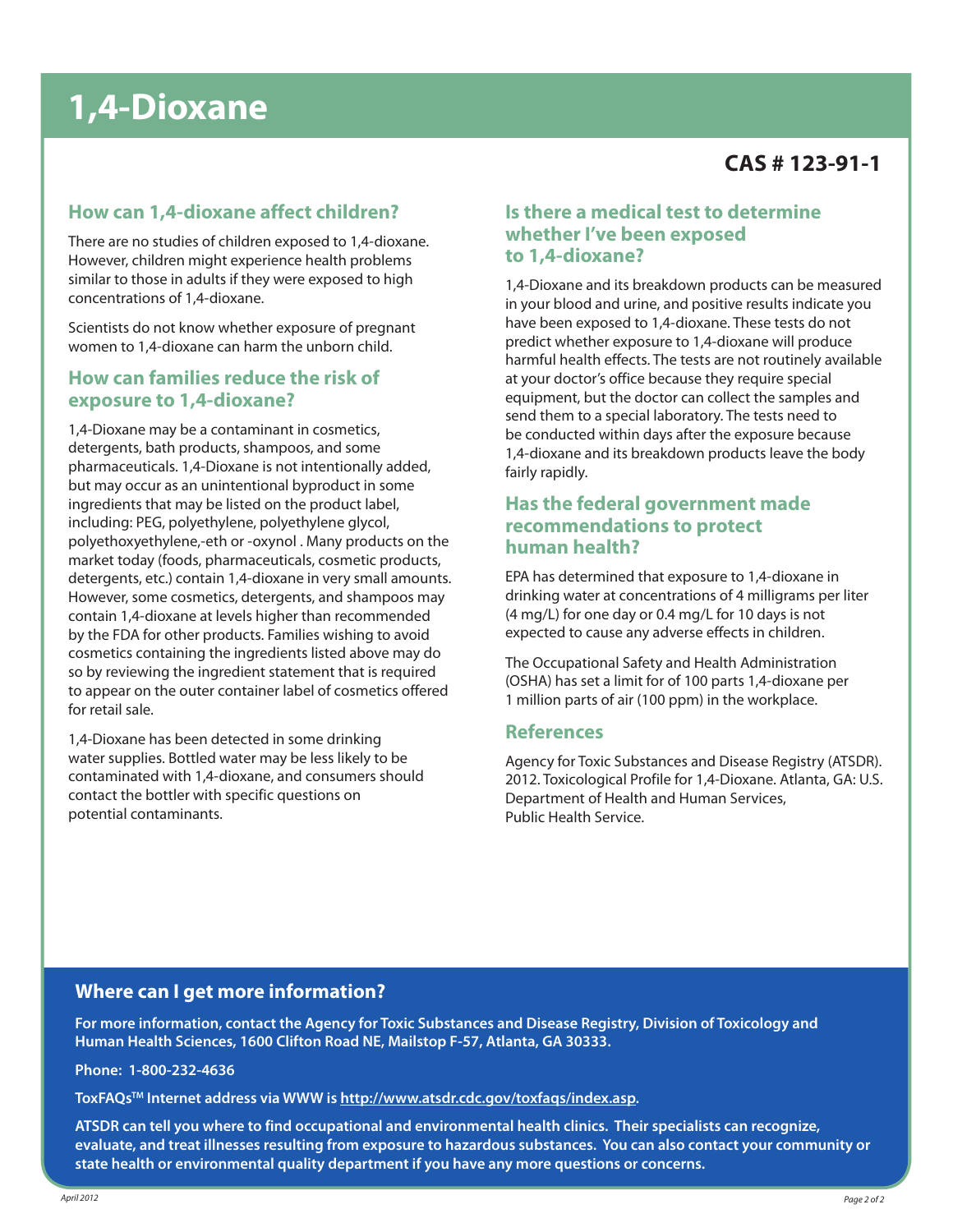# 1,4-Dioxane

**CAS # 123-91-1**

## How can 1,4-dioxane affect children?

There are no studies of children exposed to 1,4-dioxane. However, children might experience health problems similar to those in adults if they were exposed to high concentrations of 1,4-dioxane.

Scientists do not know whether exposure of pregnant women to 1,4-dioxane can harm the unborn child.

## How can families reduce the risk of exposure to 1,4-dioxane?

1,4-Dioxane may be a contaminant in cosmetics, detergents, bath products, shampoos, and some pharmaceuticals. 1,4-Dioxane is not intentionally added, but may occur as an unintentional byproduct in some ingredients that may be listed on the product label, including: PEG, polyethylene, polyethylene glycol, polyethoxyethylene,-eth or -oxynol . Many products on the market today (foods, pharmaceuticals, cosmetic products, detergents, etc.) contain 1,4-dioxane in very small amounts. However, some cosmetics, detergents, and shampoos may contain 1,4-dioxane at levels higher than recommended by the FDA for other products. Families wishing to avoid cosmetics containing the ingredients listed above may do so by reviewing the ingredient statement that is required to appear on the outer container label of cosmetics offered for retail sale.

1,4-Dioxane has been detected in some drinking water supplies. Bottled water may be less likely to be contaminated with 1,4-dioxane, and consumers should contact the bottler with specific questions on potential contaminants.

## Is there a medical test to determine whether I've been exposed to 1,4-dioxane?

1,4-Dioxane and its breakdown products can be measured in your blood and urine, and positive results indicate you have been exposed to 1,4-dioxane. These tests do not predict whether exposure to 1,4-dioxane will produce harmful health effects. The tests are not routinely available at your doctor's office because they require special equipment, but the doctor can collect the samples and send them to a special laboratory. The tests need to be conducted within days after the exposure because 1,4-dioxane and its breakdown products leave the body fairly rapidly.

## Has the federal government made recommendations to protect human health?

EPA has determined that exposure to 1,4-dioxane in drinking water at concentrations of 4 milligrams per liter (4 mg/L) for one day or 0.4 mg/L for 10 days is not expected to cause any adverse effects in children.

The Occupational Safety and Health Administration (OSHA) has set a limit for of 100 parts 1,4-dioxane per 1 million parts of air (100 ppm) in the workplace.

## References

Agency for Toxic Substances and Disease Registry (ATSDR). 2012. Toxicological Profile for 1,4-Dioxane. Atlanta, GA: U.S. Department of Health and Human Services, Public Health Service.

## Where can I get more information?

**For more information, contact the Agency for Toxic Substances and Disease Registry, Division of Toxicology and Human Health Sciences, 1600 Clifton Road NE, Mailstop F-57, Atlanta, GA 30333.**

**Phone: 1-800-232-4636**

**ToxFAQs™ Internet address via WWW is http://www.atsdr.cdc.gov/toxfaqs/index.asp.**

**ATSDR can tell you where to find occupational and environmental health clinics. Their specialists can recognize, evaluate, and treat illnesses resulting from exposure to hazardous substances. You can also contact your community or state health or environmental quality department if you have any more questions or concerns.**

*April 2012*